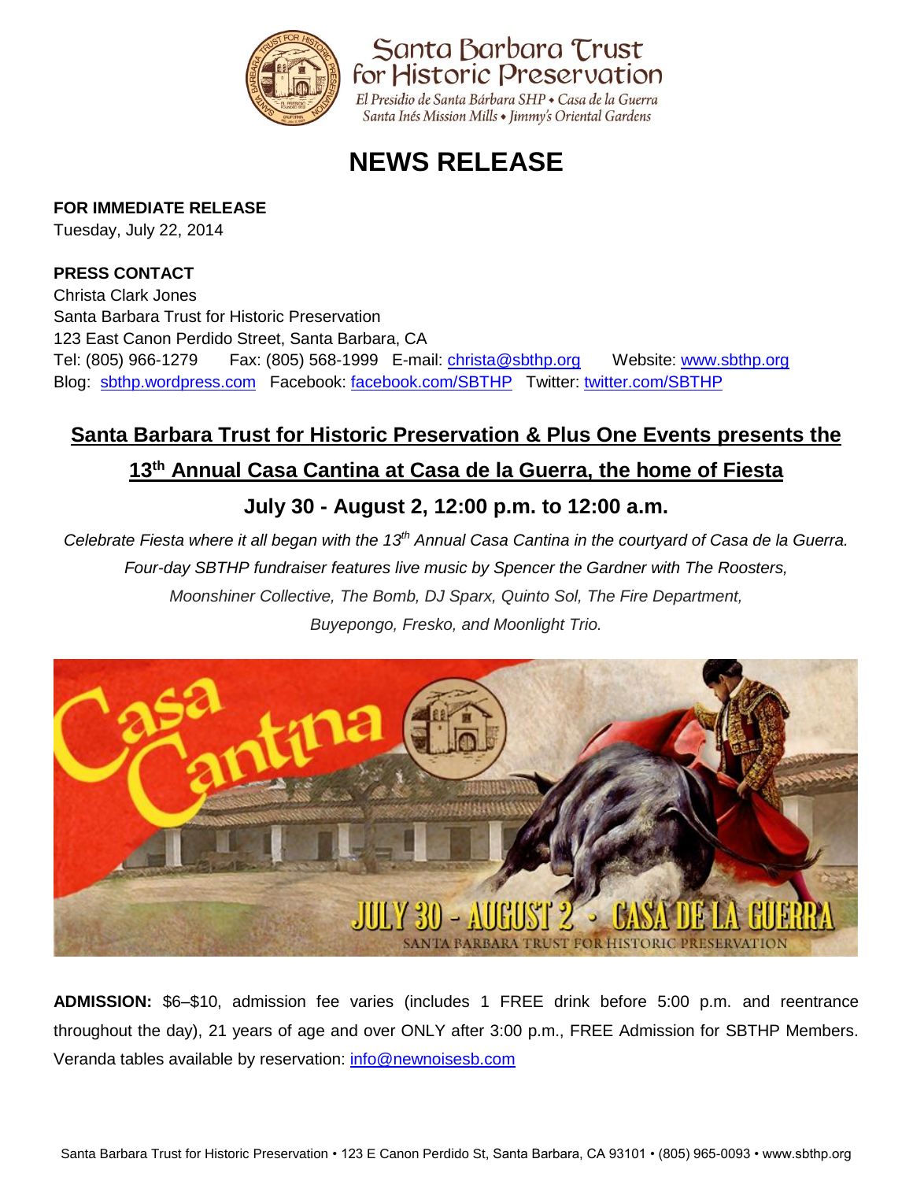Santa Barbara Trust for Historic Preservation

El Presidio de Santa Bárbara SHP • Casa de la Guerra

Santa Inés Mission Mills • Jimmy's Oriental Gardens

# NEWS RELEASE

**FOR IMMEDIATE RELEASE**

Tuesday, July 22, 2014

**PRESS CONTACT**

Christa Clark Jones

Santa Barbara Trust for Historic Preservation

123 East Canon Perdido Street, Santa Barbara, CA

Tel: (805) 966-1279 Fax: (805) 568-1999 E-mail: christa@sbthp.org Website: www.sbthp.org

Blog: sbthp.wordpress.com Facebook: facebook.com/SBTHP Twitter: twitter.com/SBTHP

## Santa Barbara Trust for Historic Preservation & Plus One Events presents the 13th Annual Casa Cantina at Casa de la Guerra, the home of Fiesta

### July 30 - August 2, 12:00 p.m. to 12:00 a.m.

*Celebrate Fiesta where it all began with the 13th Annual Casa Cantina in the courtyard of Casa de la Guerra. Four-day SBTHP fundraiser features live music by Spencer the Gardner with The Roosters, Moonshiner Collective, The Bomb, DJ Sparx, Quinto Sol, The Fire Department, Buyepongo, Fresko, and Moonlight Trio.*

**ADMISSION:** $6–$10, admission fee varies (includes 1 FREE drink before 5:00 p.m. and reentrance throughout the day), 21 years of age and over ONLY after 3:00 p.m., FREE Admission for SBTHP Members. Veranda tables available by reservation: info@newnoisesb.com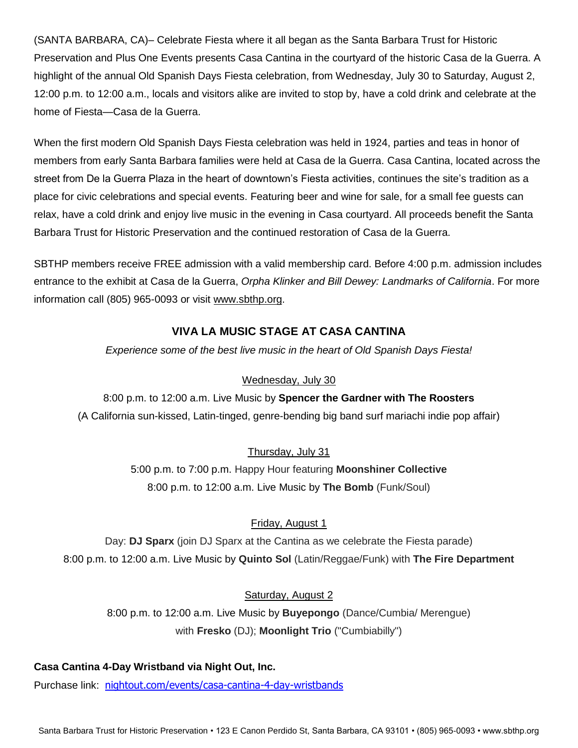(SANTA BARBARA, CA)– Celebrate Fiesta where it all began as the Santa Barbara Trust for Historic Preservation and Plus One Events presents Casa Cantina in the courtyard of the historic Casa de la Guerra. A highlight of the annual Old Spanish Days Fiesta celebration, from Wednesday, July 30 to Saturday, August 2, 12:00 p.m. to 12:00 a.m., locals and visitors alike are invited to stop by, have a cold drink and celebrate at the home of Fiesta—Casa de la Guerra.

When the first modern Old Spanish Days Fiesta celebration was held in 1924, parties and teas in honor of members from early Santa Barbara families were held at Casa de la Guerra. Casa Cantina, located across the street from De la Guerra Plaza in the heart of downtown's Fiesta activities, continues the site's tradition as a place for civic celebrations and special events. Featuring beer and wine for sale, for a small fee guests can relax, have a cold drink and enjoy live music in the evening in Casa courtyard. All proceeds benefit the Santa Barbara Trust for Historic Preservation and the continued restoration of Casa de la Guerra.

SBTHP members receive FREE admission with a valid membership card. Before 4:00 p.m. admission includes entrance to the exhibit at Casa de la Guerra, *Orpha Klinker and Bill Dewey: Landmarks of California*. For more information call (805) 965-0093 or visit www.sbthp.org.

## VIVA LA MUSIC STAGE AT CASA CANTINA

*Experience some of the best live music in the heart of Old Spanish Days Fiesta!*

Wednesday, July 30

8:00 p.m. to 12:00 a.m. Live Music by **Spencer the Gardner with The Roosters**
(A California sun-kissed, Latin-tinged, genre-bending big band surf mariachi indie pop affair)

Thursday, July 31

5:00 p.m. to 7:00 p.m. Happy Hour featuring **Moonshiner Collective**
8:00 p.m. to 12:00 a.m. Live Music by **The Bomb** (Funk/Soul)

Friday, August 1

Day: **DJ Sparx** (join DJ Sparx at the Cantina as we celebrate the Fiesta parade)
8:00 p.m. to 12:00 a.m. Live Music by **Quinto Sol** (Latin/Reggae/Funk) with **The Fire Department**

Saturday, August 2

8:00 p.m. to 12:00 a.m. Live Music by **Buyepongo** (Dance/Cumbia/ Merengue)
with **Fresko** (DJ); **Moonlight Trio** ("Cumbiabilly")

**Casa Cantina 4-Day Wristband via Night Out, Inc.**
Purchase link: nightout.com/events/casa-cantina-4-day-wristbands

Santa Barbara Trust for Historic Preservation • 123 E Canon Perdido St, Santa Barbara, CA 93101 • (805) 965-0093 • www.sbthp.org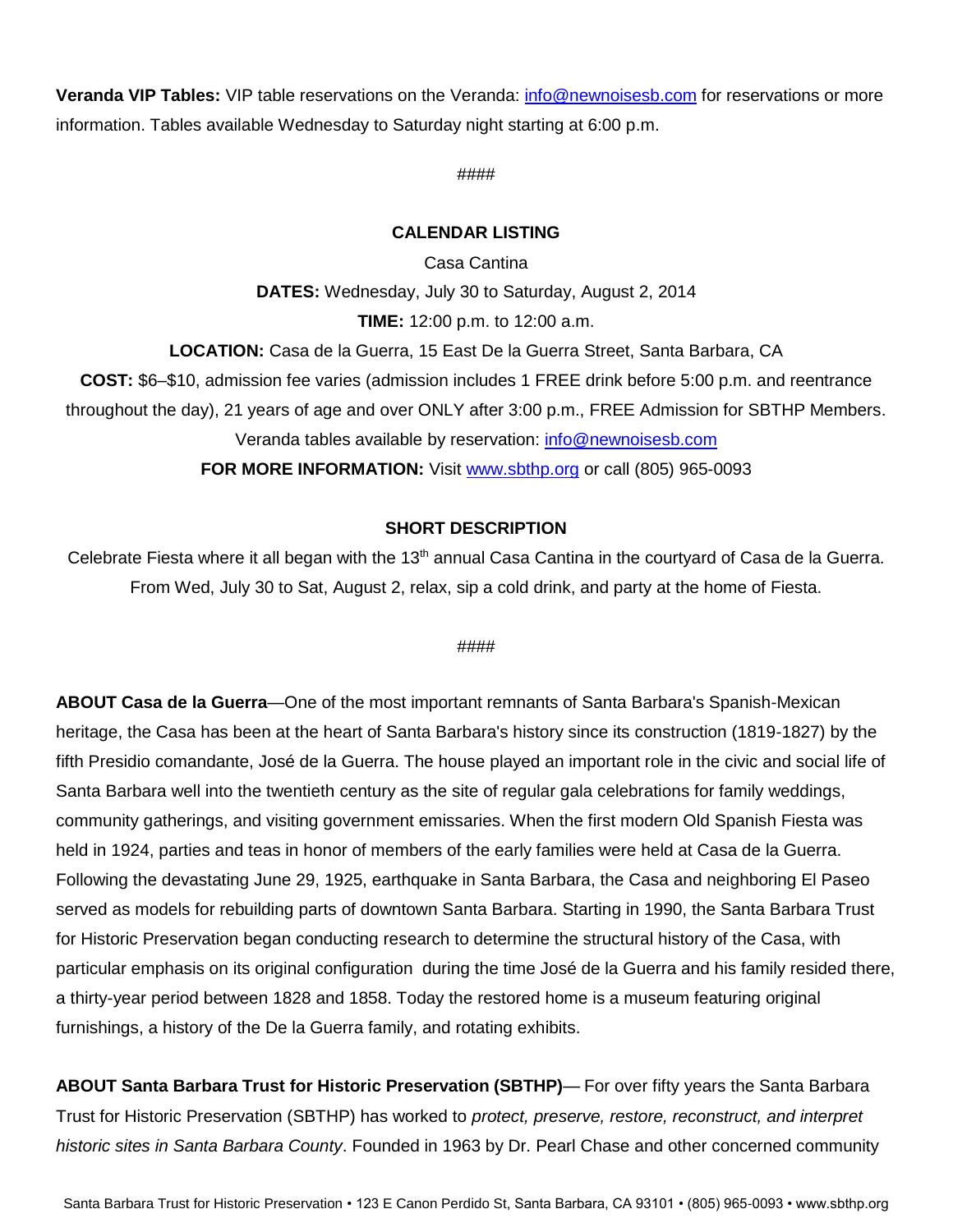**Veranda VIP Tables:** VIP table reservations on the Veranda: info@newnoisesb.com for reservations or more information. Tables available Wednesday to Saturday night starting at 6:00 p.m.

####

**CALENDAR LISTING**

Casa Cantina

**DATES:** Wednesday, July 30 to Saturday, August 2, 2014

**TIME:** 12:00 p.m. to 12:00 a.m.

**LOCATION:** Casa de la Guerra, 15 East De la Guerra Street, Santa Barbara, CA

**COST:** $6–$10, admission fee varies (admission includes 1 FREE drink before 5:00 p.m. and reentrance throughout the day), 21 years of age and over ONLY after 3:00 p.m., FREE Admission for SBTHP Members. Veranda tables available by reservation: info@newnoisesb.com

**FOR MORE INFORMATION:** Visit www.sbthp.org or call (805) 965-0093

**SHORT DESCRIPTION**

Celebrate Fiesta where it all began with the 13th annual Casa Cantina in the courtyard of Casa de la Guerra. From Wed, July 30 to Sat, August 2, relax, sip a cold drink, and party at the home of Fiesta.

####

**ABOUT Casa de la Guerra**—One of the most important remnants of Santa Barbara's Spanish-Mexican heritage, the Casa has been at the heart of Santa Barbara's history since its construction (1819-1827) by the fifth Presidio comandante, José de la Guerra. The house played an important role in the civic and social life of Santa Barbara well into the twentieth century as the site of regular gala celebrations for family weddings, community gatherings, and visiting government emissaries. When the first modern Old Spanish Fiesta was held in 1924, parties and teas in honor of members of the early families were held at Casa de la Guerra. Following the devastating June 29, 1925, earthquake in Santa Barbara, the Casa and neighboring El Paseo served as models for rebuilding parts of downtown Santa Barbara. Starting in 1990, the Santa Barbara Trust for Historic Preservation began conducting research to determine the structural history of the Casa, with particular emphasis on its original configuration during the time José de la Guerra and his family resided there, a thirty-year period between 1828 and 1858. Today the restored home is a museum featuring original furnishings, a history of the De la Guerra family, and rotating exhibits.

**ABOUT Santa Barbara Trust for Historic Preservation (SBTHP)**— For over fifty years the Santa Barbara Trust for Historic Preservation (SBTHP) has worked to *protect, preserve, restore, reconstruct, and interpret historic sites in Santa Barbara County*. Founded in 1963 by Dr. Pearl Chase and other concerned community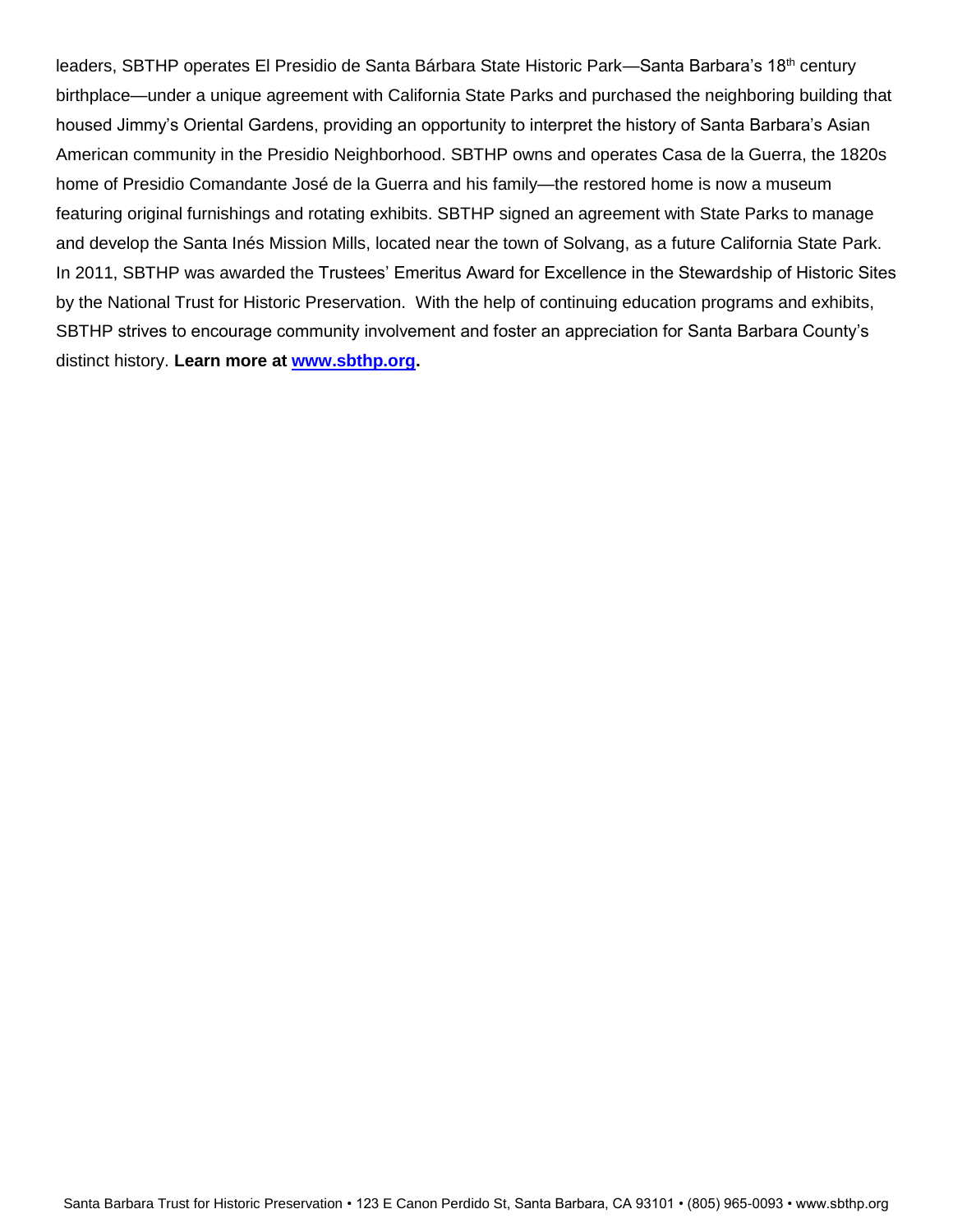leaders, SBTHP operates El Presidio de Santa Bárbara State Historic Park—Santa Barbara's 18th century birthplace—under a unique agreement with California State Parks and purchased the neighboring building that housed Jimmy's Oriental Gardens, providing an opportunity to interpret the history of Santa Barbara's Asian American community in the Presidio Neighborhood. SBTHP owns and operates Casa de la Guerra, the 1820s home of Presidio Comandante José de la Guerra and his family—the restored home is now a museum featuring original furnishings and rotating exhibits. SBTHP signed an agreement with State Parks to manage and develop the Santa Inés Mission Mills, located near the town of Solvang, as a future California State Park. In 2011, SBTHP was awarded the Trustees' Emeritus Award for Excellence in the Stewardship of Historic Sites by the National Trust for Historic Preservation. With the help of continuing education programs and exhibits, SBTHP strives to encourage community involvement and foster an appreciation for Santa Barbara County's distinct history. **Learn more at [www.sbthp.org](http://www.sbthp.org).**

Santa Barbara Trust for Historic Preservation • 123 E Canon Perdido St, Santa Barbara, CA 93101 • (805) 965-0093 • www.sbthp.org